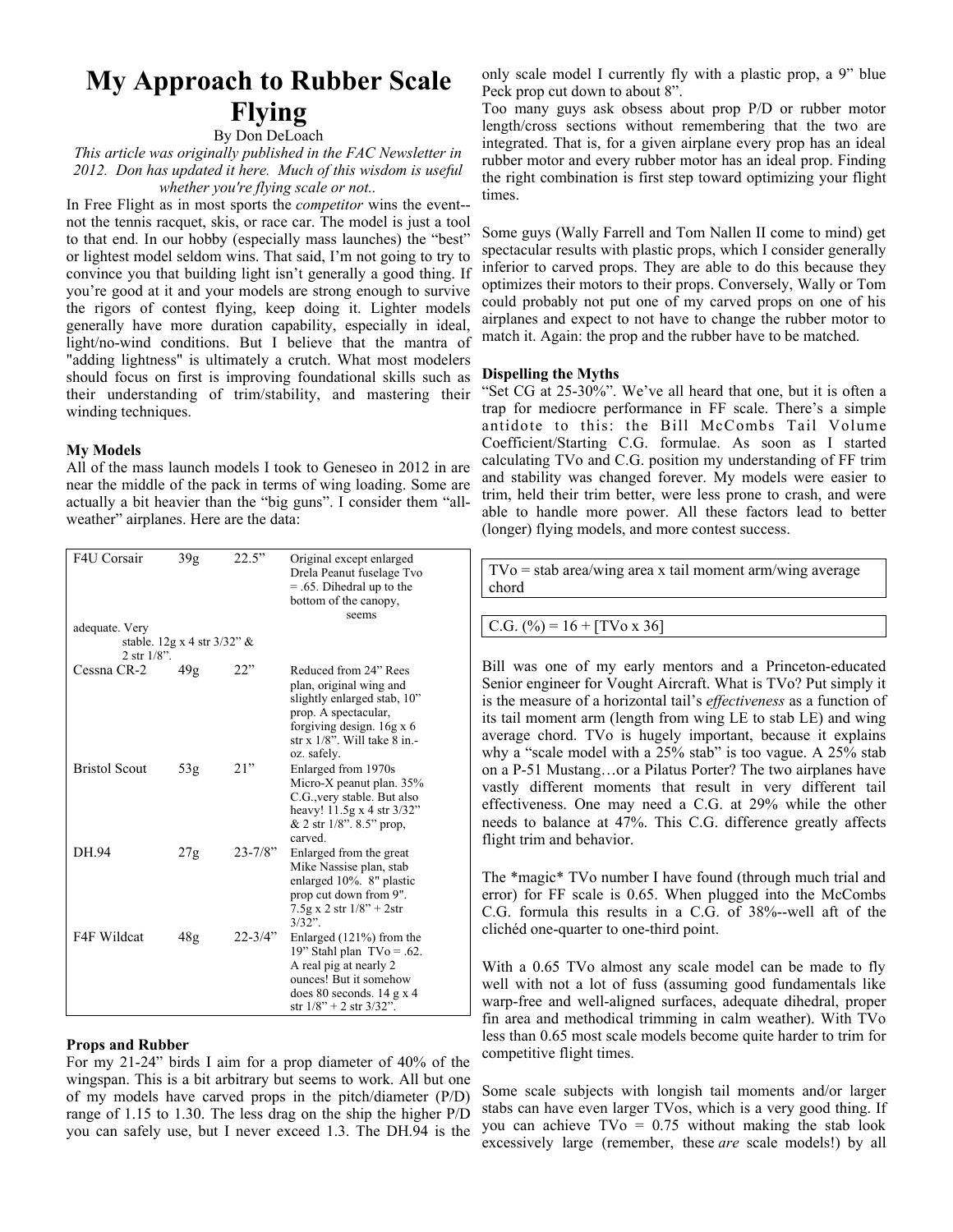# My Approach to Rubber Scale Flying

By Don DeLoach

*This article was originally published in the FAC Newsletter in 2012. Don has updated it here. Much of this wisdom is useful whether you're flying scale or not..*

In Free Flight as in most sports the *competitor* wins the event--not the tennis racquet, skis, or race car. The model is just a tool to that end. In our hobby (especially mass launches) the "best" or lightest model seldom wins. That said, I'm not going to try to convince you that building light isn't generally a good thing. If you're good at it and your models are strong enough to survive the rigors of contest flying, keep doing it. Lighter models generally have more duration capability, especially in ideal, light/no-wind conditions. But I believe that the mantra of "adding lightness" is ultimately a crutch. What most modelers should focus on first is improving foundational skills such as their understanding of trim/stability, and mastering their winding techniques.

### My Models

All of the mass launch models I took to Geneseo in 2012 are near the middle of the pack in terms of wing loading. Some are actually a bit heavier than the "big guns". I consider them "all-weather" airplanes. Here are the data:

| | | | |
|---|---|---|---|
| F4U Corsair | 39g | 22.5" | Original except enlarged Drela Peanut fuselage Tvo = .65. Dihedral up to the bottom of the canopy, seems adequate. Very stable. 12g x 4 str 3/32" & 2 str 1/8". |
| Cessna CR-2 | 49g | 22" | Reduced from 24" Rees plan, original wing and slightly enlarged stab, 10" prop. A spectacular, forgiving design. 16g x 6 str x 1/8". Will take 8 in.-oz. safely. |
| Bristol Scout | 53g | 21" | Enlarged from 1970s Micro-X peanut plan. 35% C.G.,very stable. But also heavy! 11.5g x 4 str 3/32" & 2 str 1/8". 8.5" prop, carved. |
| DH.94 | 27g | 23-7/8" | Enlarged from the great Mike Nassise plan, stab enlarged 10%. 8" plastic prop cut down from 9". 7.5g x 2 str 1/8" + 2str 3/32". |
| F4F Wildcat | 48g | 22-3/4" | Enlarged (121%) from the 19" Stahl plan TVo = .62. A real pig at nearly 2 ounces! But it somehow does 80 seconds. 14 g x 4 str 1/8" + 2 str 3/32". |

### Props and Rubber

For my 21-24" birds I aim for a prop diameter of 40% of the wingspan. This is a bit arbitrary but seems to work. All but one of my models have carved props in the pitch/diameter (P/D) range of 1.15 to 1.30. The less drag on the ship the higher P/D you can safely use, but I never exceed 1.3. The DH.94 is the only scale model I currently fly with a plastic prop, a 9" blue Peck prop cut down to about 8".

Too many guys ask obsess about prop P/D or rubber motor length/cross sections without remembering that the two are integrated. That is, for a given airplane every prop has an ideal rubber motor and every rubber motor has an ideal prop. Finding the right combination is first step toward optimizing your flight times.

Some guys (Wally Farrell and Tom Nallen II come to mind) get spectacular results with plastic props, which I consider generally inferior to carved props. They are able to do this because they optimizes their motors to their props. Conversely, Wally or Tom could probably not put one of my carved props on one of his airplanes and expect to not have to change the rubber motor to match it. Again: the prop and the rubber have to be matched.

### Dispelling the Myths

"Set CG at 25-30%". We've all heard that one, but it is often a trap for mediocre performance in FF scale. There's a simple antidote to this: the Bill McCombs Tail Volume Coefficient/Starting C.G. formulae. As soon as I started calculating TVo and C.G. position my understanding of FF trim and stability was changed forever. My models were easier to trim, held their trim better, were less prone to crash, and were able to handle more power. All these factors lead to better (longer) flying models, and more contest success.

TVo = stab area/wing area x tail moment arm/wing average chord

C.G. (%) = 16 + [TVo x 36]

Bill was one of my early mentors and a Princeton-educated Senior engineer for Vought Aircraft. What is TVo? Put simply it is the measure of a horizontal tail's *effectiveness* as a function of its tail moment arm (length from wing LE to stab LE) and wing average chord. TVo is hugely important, because it explains why a "scale model with a 25% stab" is too vague. A 25% stab on a P-51 Mustang…or a Pilatus Porter? The two airplanes have vastly different moments that result in very different tail effectiveness. One may need a C.G. at 29% while the other needs to balance at 47%. This C.G. difference greatly affects flight trim and behavior.

The \*magic\* TVo number I have found (through much trial and error) for FF scale is 0.65. When plugged into the McCombs C.G. formula this results in a C.G. of 38%--well aft of the clichéd one-quarter to one-third point.

With a 0.65 TVo almost any scale model can be made to fly well with not a lot of fuss (assuming good fundamentals like warp-free and well-aligned surfaces, adequate dihedral, proper fin area and methodical trimming in calm weather). With TVo less than 0.65 most scale models become quite harder to trim for competitive flight times.

Some scale subjects with longish tail moments and/or larger stabs can have even larger TVos, which is a very good thing. If you can achieve TVo = 0.75 without making the stab look excessively large (remember, these *are* scale models!) by all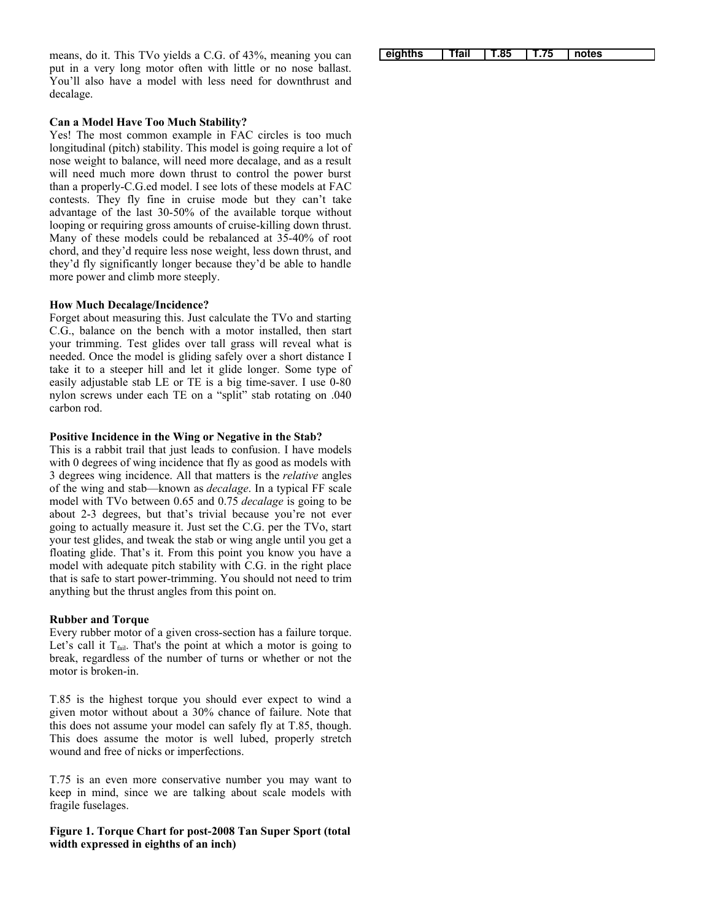means, do it. This TVo yields a C.G. of 43%, meaning you can put in a very long motor often with little or no nose ballast. You'll also have a model with less need for downthrust and decalage.

**Can a Model Have Too Much Stability?**

Yes! The most common example in FAC circles is too much longitudinal (pitch) stability. This model is going require a lot of nose weight to balance, will need more decalage, and as a result will need much more down thrust to control the power burst than a properly-C.G.ed model. I see lots of these models at FAC contests. They fly fine in cruise mode but they can't take advantage of the last 30-50% of the available torque without looping or requiring gross amounts of cruise-killing down thrust. Many of these models could be rebalanced at 35-40% of root chord, and they'd require less nose weight, less down thrust, and they'd fly significantly longer because they'd be able to handle more power and climb more steeply.

**How Much Decalage/Incidence?**

Forget about measuring this. Just calculate the TVo and starting C.G., balance on the bench with a motor installed, then start your trimming. Test glides over tall grass will reveal what is needed. Once the model is gliding safely over a short distance I take it to a steeper hill and let it glide longer. Some type of easily adjustable stab LE or TE is a big time-saver. I use 0-80 nylon screws under each TE on a "split" stab rotating on .040 carbon rod.

**Positive Incidence in the Wing or Negative in the Stab?**

This is a rabbit trail that just leads to confusion. I have models with 0 degrees of wing incidence that fly as good as models with 3 degrees wing incidence. All that matters is the *relative* angles of the wing and stab—known as *decalage*. In a typical FF scale model with TVo between 0.65 and 0.75 *decalage* is going to be about 2-3 degrees, but that's trivial because you're not ever going to actually measure it. Just set the C.G. per the TVo, start your test glides, and tweak the stab or wing angle until you get a floating glide. That's it. From this point you know you have a model with adequate pitch stability with C.G. in the right place that is safe to start power-trimming. You should not need to trim anything but the thrust angles from this point on.

**Rubber and Torque**

Every rubber motor of a given cross-section has a failure torque. Let's call it $T_{fail}$. That's the point at which a motor is going to break, regardless of the number of turns or whether or not the motor is broken-in.

T.85 is the highest torque you should ever expect to wind a given motor without about a 30% chance of failure. Note that this does not assume your model can safely fly at T.85, though. This does assume the motor is well lubed, properly stretch wound and free of nicks or imperfections.

T.75 is an even more conservative number you may want to keep in mind, since we are talking about scale models with fragile fuselages.

**Figure 1. Torque Chart for post-2008 Tan Super Sport (total width expressed in eighths of an inch)**

| eighths | Tfail | T.85 | T.75 | notes |
|---|---|---|---|---|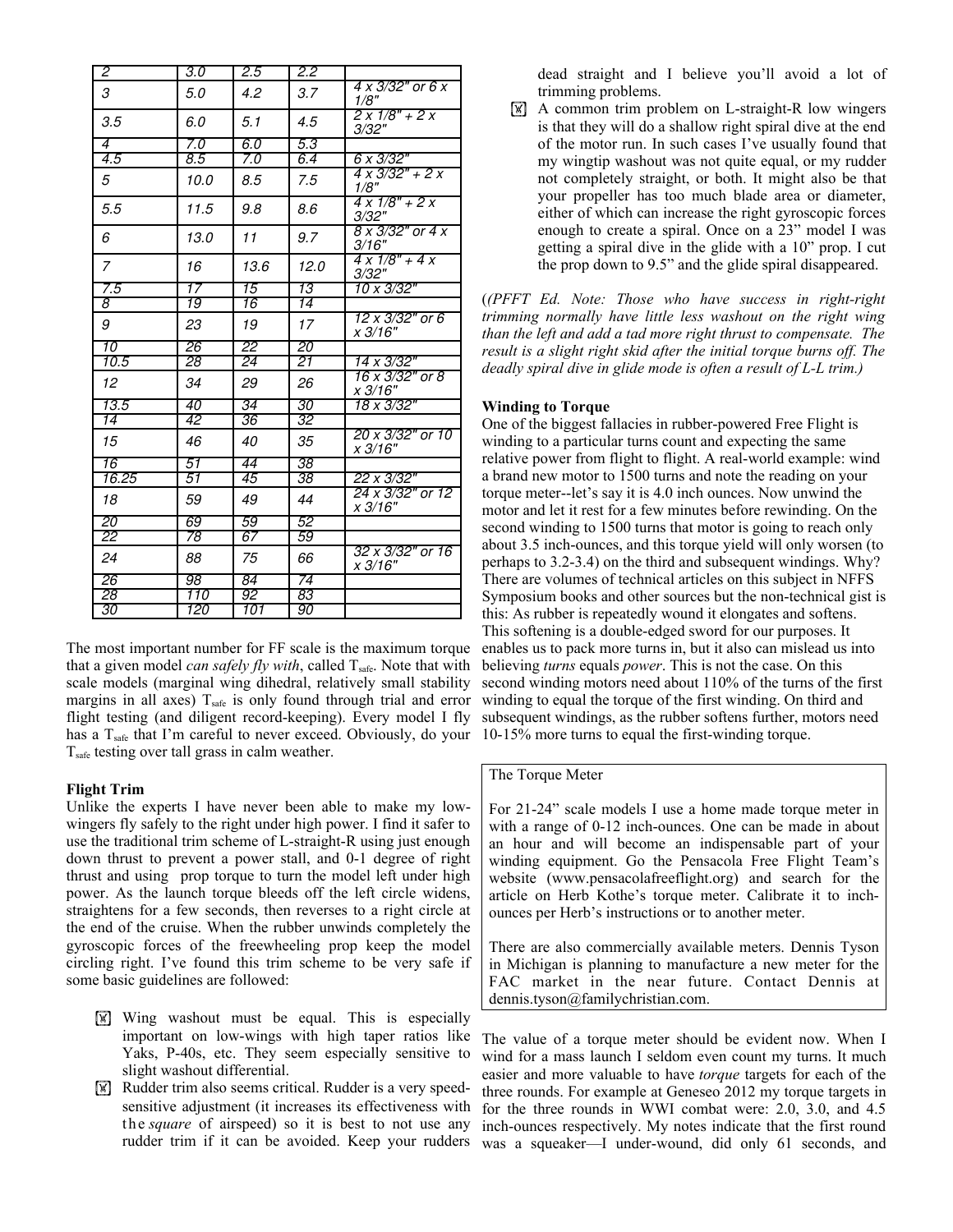| 2 | 3.0 | 2.5 | 2.2 | |
|---|---|---|---|---|
| 3 | 5.0 | 4.2 | 3.7 | 4 x 3/32" or 6 x 1/8" |
| 3.5 | 6.0 | 5.1 | 4.5 | 2 x 1/8" + 2 x 3/32" |
| 4 | 7.0 | 6.0 | 5.3 | |
| 4.5 | 8.5 | 7.0 | 6.4 | 6 x 3/32" |
| 5 | 10.0 | 8.5 | 7.5 | 4 x 3/32" + 2 x 1/8" |
| 5.5 | 11.5 | 9.8 | 8.6 | 4 x 1/8" + 2 x 3/32" |
| 6 | 13.0 | 11 | 9.7 | 8 x 3/32" or 4 x 3/16" |
| 7 | 16 | 13.6 | 12.0 | 4 x 1/8" + 4 x 3/32" |
| 7.5 | 17 | 15 | 13 | 10 x 3/32" |
| 8 | 19 | 16 | 14 | |
| 9 | 23 | 19 | 17 | 12 x 3/32" or 6 x 3/16" |
| 10 | 26 | 22 | 20 | |
| 10.5 | 28 | 24 | 21 | 14 x 3/32" |
| 12 | 34 | 29 | 26 | 16 x 3/32" or 8 x 3/16" |
| 13.5 | 40 | 34 | 30 | 18 x 3/32" |
| 14 | 42 | 36 | 32 | |
| 15 | 46 | 40 | 35 | 20 x 3/32" or 10 x 3/16" |
| 16 | 51 | 44 | 38 | |
| 16.25 | 51 | 45 | 38 | 22 x 3/32" |
| 18 | 59 | 49 | 44 | 24 x 3/32" or 12 x 3/16" |
| 20 | 69 | 59 | 52 | |
| 22 | 78 | 67 | 59 | |
| 24 | 88 | 75 | 66 | 32 x 3/32" or 16 x 3/16" |
| 26 | 98 | 84 | 74 | |
| 28 | 110 | 92 | 83 | |
| 30 | 120 | 101 | 90 | |

The most important number for FF scale is the maximum torque that a given model *can safely fly with*, called $T_{safe}$. Note that with scale models (marginal wing dihedral, relatively small stability margins in all axes) $T_{safe}$ is only found through trial and error flight testing (and diligent record-keeping). Every model I fly has a $T_{safe}$ that I'm careful to never exceed. Obviously, do your $T_{safe}$ testing over tall grass in calm weather.

**Flight Trim**

Unlike the experts I have never been able to make my low-wingers fly safely to the right under high power. I find it safer to use the traditional trim scheme of L-straight-R using just enough down thrust to prevent a power stall, and 0-1 degree of right thrust and using prop torque to turn the model left under high power. As the launch torque bleeds off the left circle widens, straightens for a few seconds, then reverses to a right circle at the end of the cruise. When the rubber unwinds completely the gyroscopic forces of the freewheeling prop keep the model circling right. I've found this trim scheme to be very safe if some basic guidelines are followed:

- Wing washout must be equal. This is especially important on low-wings with high taper ratios like Yaks, P-40s, etc. They seem especially sensitive to slight washout differential.
- Rudder trim also seems critical. Rudder is a very speed-sensitive adjustment (it increases its effectiveness with the *square* of airspeed) so it is best to not use any rudder trim if it can be avoided. Keep your rudders dead straight and I believe you'll avoid a lot of trimming problems.
- A common trim problem on L-straight-R low wingers is that they will do a shallow right spiral dive at the end of the motor run. In such cases I've usually found that my wingtip washout was not quite equal, or my rudder not completely straight, or both. It might also be that your propeller has too much blade area or diameter, either of which can increase the right gyroscopic forces enough to create a spiral. Once on a 23" model I was getting a spiral dive in the glide with a 10" prop. I cut the prop down to 9.5" and the glide spiral disappeared.

(*(PFFT Ed. Note: Those who have success in right-right trimming normally have little less washout on the right wing than the left and add a tad more right thrust to compensate. The result is a slight right skid after the initial torque burns off. The deadly spiral dive in glide mode is often a result of L-L trim.)*

**Winding to Torque**

One of the biggest fallacies in rubber-powered Free Flight is winding to a particular turns count and expecting the same relative power from flight to flight. A real-world example: wind a brand new motor to 1500 turns and note the reading on your torque meter--let's say it is 4.0 inch ounces. Now unwind the motor and let it rest for a few minutes before rewinding. On the second winding to 1500 turns that motor is going to reach only about 3.5 inch-ounces, and this torque yield will only worsen (to perhaps to 3.2-3.4) on the third and subsequent windings. Why? There are volumes of technical articles on this subject in NFFS Symposium books and other sources but the non-technical gist is this: As rubber is repeatedly wound it elongates and softens. This softening is a double-edged sword for our purposes. It enables us to pack more turns in, but it also can mislead us into believing *turns* equals *power*. This is not the case. On this second winding motors need about 110% of the turns of the first winding to equal the torque of the first winding. On third and subsequent windings, as the rubber softens further, motors need 10-15% more turns to equal the first-winding torque.

> The Torque Meter
>
> For 21-24" scale models I use a home made torque meter in with a range of 0-12 inch-ounces. One can be made in about an hour and will become an indispensable part of your winding equipment. Go the Pensacola Free Flight Team's website (www.pensacolafreeflight.org) and search for the article on Herb Kothe's torque meter. Calibrate it to inch-ounces per Herb's instructions or to another meter.
>
> There are also commercially available meters. Dennis Tyson in Michigan is planning to manufacture a new meter for the FAC market in the near future. Contact Dennis at dennis.tyson@familychristian.com.

The value of a torque meter should be evident now. When I wind for a mass launch I seldom even count my turns. It much easier and more valuable to have *torque* targets for each of the three rounds. For example at Geneseo 2012 my torque targets in for the three rounds in WWI combat were: 2.0, 3.0, and 4.5 inch-ounces respectively. My notes indicate that the first round was a squeaker—I under-wound, did only 61 seconds, and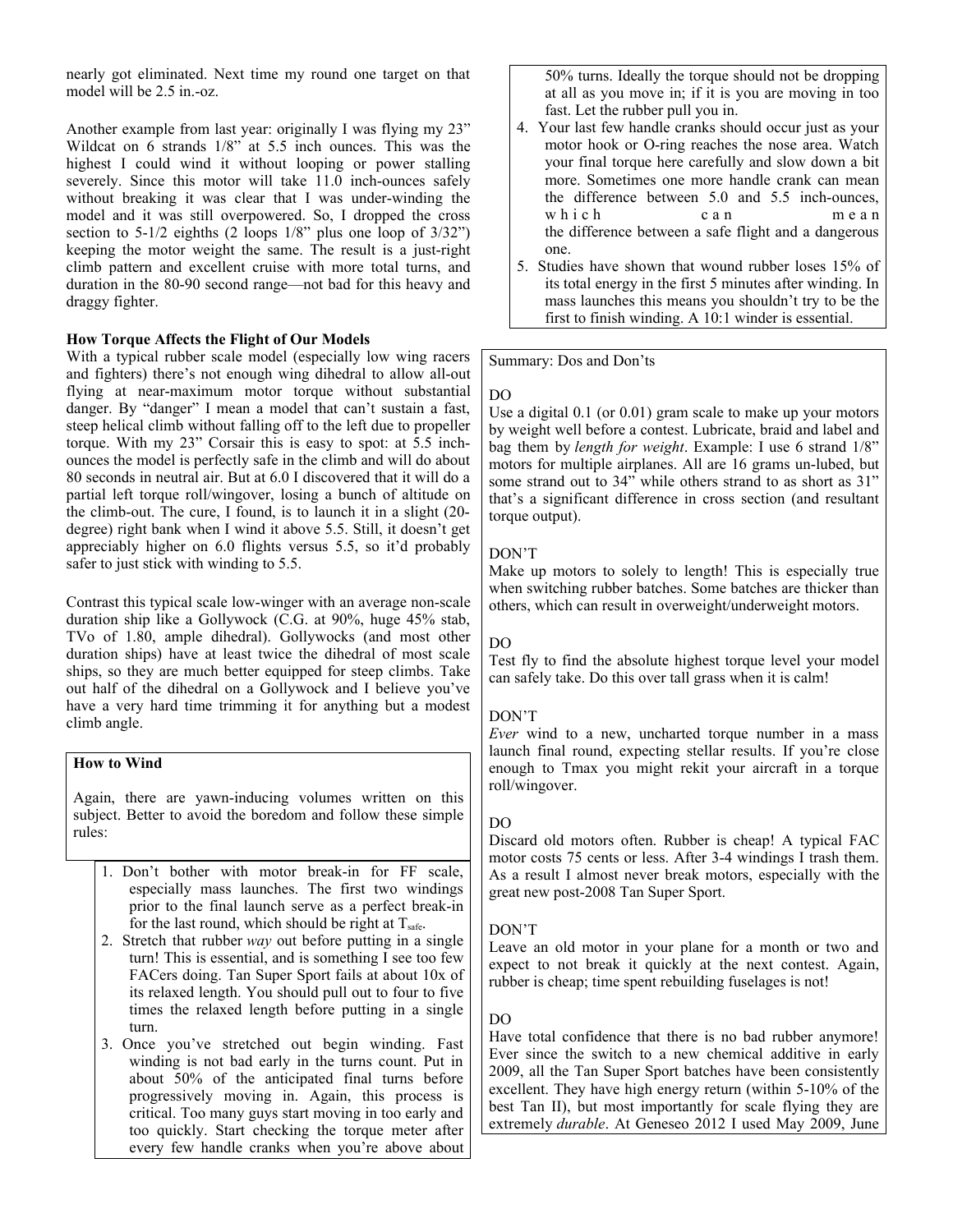nearly got eliminated. Next time my round one target on that model will be 2.5 in.-oz.

Another example from last year: originally I was flying my 23" Wildcat on 6 strands 1/8" at 5.5 inch ounces. This was the highest I could wind it without looping or power stalling severely. Since this motor will take 11.0 inch-ounces safely without breaking it was clear that I was under-winding the model and it was still overpowered. So, I dropped the cross section to 5-1/2 eighths (2 loops 1/8" plus one loop of 3/32") keeping the motor weight the same. The result is a just-right climb pattern and excellent cruise with more total turns, and duration in the 80-90 second range—not bad for this heavy and draggy fighter.

**How Torque Affects the Flight of Our Models**

With a typical rubber scale model (especially low wing racers and fighters) there's not enough wing dihedral to allow all-out flying at near-maximum motor torque without substantial danger. By "danger" I mean a model that can't sustain a fast, steep helical climb without falling off to the left due to propeller torque. With my 23" Corsair this is easy to spot: at 5.5 inch-ounces the model is perfectly safe in the climb and will do about 80 seconds in neutral air. But at 6.0 I discovered that it will do a partial left torque roll/wingover, losing a bunch of altitude on the climb-out. The cure, I found, is to launch it in a slight (20-degree) right bank when I wind it above 5.5. Still, it doesn't get appreciably higher on 6.0 flights versus 5.5, so it'd probably safer to just stick with winding to 5.5.

Contrast this typical scale low-winger with an average non-scale duration ship like a Gollywock (C.G. at 90%, huge 45% stab, TVo of 1.80, ample dihedral). Gollywocks (and most other duration ships) have at least twice the dihedral of most scale ships, so they are much better equipped for steep climbs. Take out half of the dihedral on a Gollywock and I believe you've have a very hard time trimming it for anything but a modest climb angle.

**How to Wind**

Again, there are yawn-inducing volumes written on this subject. Better to avoid the boredom and follow these simple rules:

1. Don't bother with motor break-in for FF scale, especially mass launches. The first two windings prior to the final launch serve as a perfect break-in for the last round, which should be right at $T_{safe}$.
2. Stretch that rubber *way* out before putting in a single turn! This is essential, and is something I see too few FACers doing. Tan Super Sport fails at about 10x of its relaxed length. You should pull out to four to five times the relaxed length before putting in a single turn.
3. Once you've stretched out begin winding. Fast winding is not bad early in the turns count. Put in about 50% of the anticipated final turns before progressively moving in. Again, this process is critical. Too many guys start moving in too early and too quickly. Start checking the torque meter after every few handle cranks when you're above about 50% turns. Ideally the torque should not be dropping at all as you move in; if it is you are moving in too fast. Let the rubber pull you in.
4. Your last few handle cranks should occur just as your motor hook or O-ring reaches the nose area. Watch your final torque here carefully and slow down a bit more. Sometimes one more handle crank can mean the difference between 5.0 and 5.5 inch-ounces, which can mean the difference between a safe flight and a dangerous one.
5. Studies have shown that wound rubber loses 15% of its total energy in the first 5 minutes after winding. In mass launches this means you shouldn't try to be the first to finish winding. A 10:1 winder is essential.

Summary: Dos and Don'ts

DO

Use a digital 0.1 (or 0.01) gram scale to make up your motors by weight well before a contest. Lubricate, braid and label and bag them by *length for weight*. Example: I use 6 strand 1/8" motors for multiple airplanes. All are 16 grams un-lubed, but some strand out to 34" while others strand to as short as 31" that's a significant difference in cross section (and resultant torque output).

DON'T

Make up motors to solely to length! This is especially true when switching rubber batches. Some batches are thicker than others, which can result in overweight/underweight motors.

DO

Test fly to find the absolute highest torque level your model can safely take. Do this over tall grass when it is calm!

DON'T

*Ever* wind to a new, uncharted torque number in a mass launch final round, expecting stellar results. If you're close enough to Tmax you might rekit your aircraft in a torque roll/wingover.

DO

Discard old motors often. Rubber is cheap! A typical FAC motor costs 75 cents or less. After 3-4 windings I trash them. As a result I almost never break motors, especially with the great new post-2008 Tan Super Sport.

DON'T

Leave an old motor in your plane for a month or two and expect to not break it quickly at the next contest. Again, rubber is cheap; time spent rebuilding fuselages is not!

DO

Have total confidence that there is no bad rubber anymore! Ever since the switch to a new chemical additive in early 2009, all the Tan Super Sport batches have been consistently excellent. They have high energy return (within 5-10% of the best Tan II), but most importantly for scale flying they are extremely *durable*. At Geneseo 2012 I used May 2009, June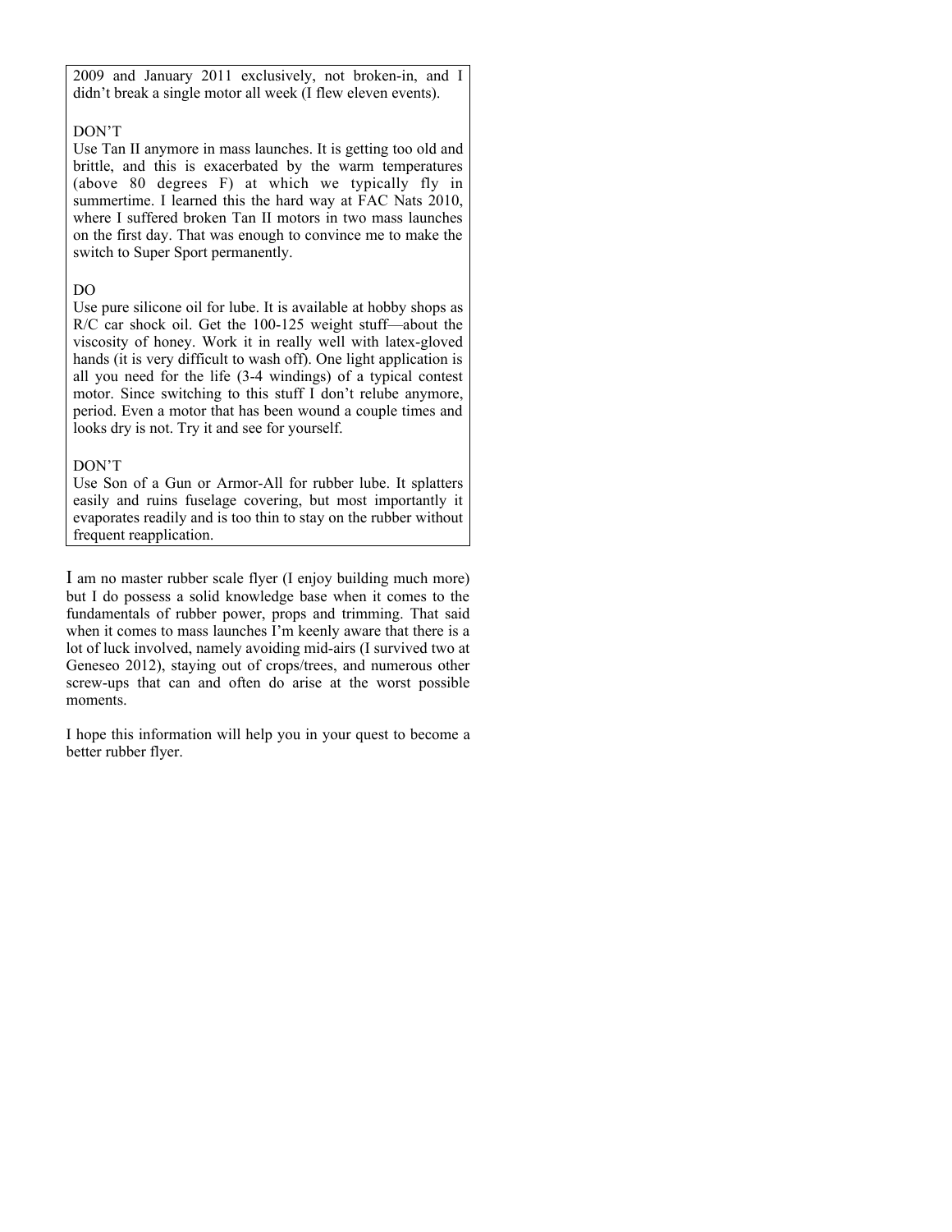2009 and January 2011 exclusively, not broken-in, and I didn't break a single motor all week (I flew eleven events).

DON'T
Use Tan II anymore in mass launches. It is getting too old and brittle, and this is exacerbated by the warm temperatures (above 80 degrees F) at which we typically fly in summertime. I learned this the hard way at FAC Nats 2010, where I suffered broken Tan II motors in two mass launches on the first day. That was enough to convince me to make the switch to Super Sport permanently.

DO
Use pure silicone oil for lube. It is available at hobby shops as R/C car shock oil. Get the 100-125 weight stuff—about the viscosity of honey. Work it in really well with latex-gloved hands (it is very difficult to wash off). One light application is all you need for the life (3-4 windings) of a typical contest motor. Since switching to this stuff I don't relube anymore, period. Even a motor that has been wound a couple times and looks dry is not. Try it and see for yourself.

DON'T
Use Son of a Gun or Armor-All for rubber lube. It splatters easily and ruins fuselage covering, but most importantly it evaporates readily and is too thin to stay on the rubber without frequent reapplication.

I am no master rubber scale flyer (I enjoy building much more) but I do possess a solid knowledge base when it comes to the fundamentals of rubber power, props and trimming. That said when it comes to mass launches I'm keenly aware that there is a lot of luck involved, namely avoiding mid-airs (I survived two at Geneseo 2012), staying out of crops/trees, and numerous other screw-ups that can and often do arise at the worst possible moments.

I hope this information will help you in your quest to become a better rubber flyer.